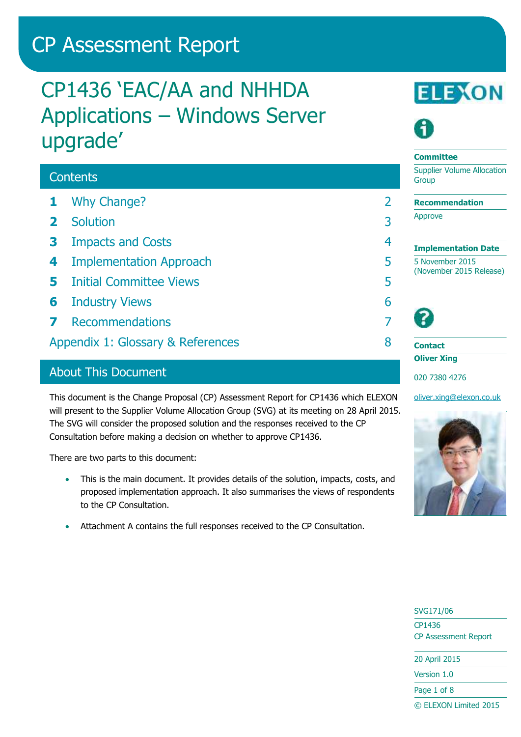# CP Assessment Report

## CP1436 'EAC/AA and NHHDA Applications – Windows Server upgrade'

### Contents

| | | |
|---|---|---|
| **1** | Why Change? | 2 |
| **2** | Solution | 3 |
| **3** | Impacts and Costs | 4 |
| **4** | Implementation Approach | 5 |
| **5** | Initial Committee Views | 5 |
| **6** | Industry Views | 6 |
| **7** | Recommendations | 7 |
| | Appendix 1: Glossary & References | 8 |

### About This Document

This document is the Change Proposal (CP) Assessment Report for CP1436 which ELEXON will present to the Supplier Volume Allocation Group (SVG) at its meeting on 28 April 2015. The SVG will consider the proposed solution and the responses received to the CP Consultation before making a decision on whether to approve CP1436.

There are two parts to this document:

- This is the main document. It provides details of the solution, impacts, costs, and proposed implementation approach. It also summarises the views of respondents to the CP Consultation.
- Attachment A contains the full responses received to the CP Consultation.

**Committee**
Supplier Volume Allocation Group

**Recommendation**
Approve

**Implementation Date**
5 November 2015 (November 2015 Release)

**Contact**
**Oliver Xing**
020 7380 4276
oliver.xing@elexon.co.uk

SVG171/06
CP1436
CP Assessment Report
20 April 2015
Version 1.0
© ELEXON Limited 2015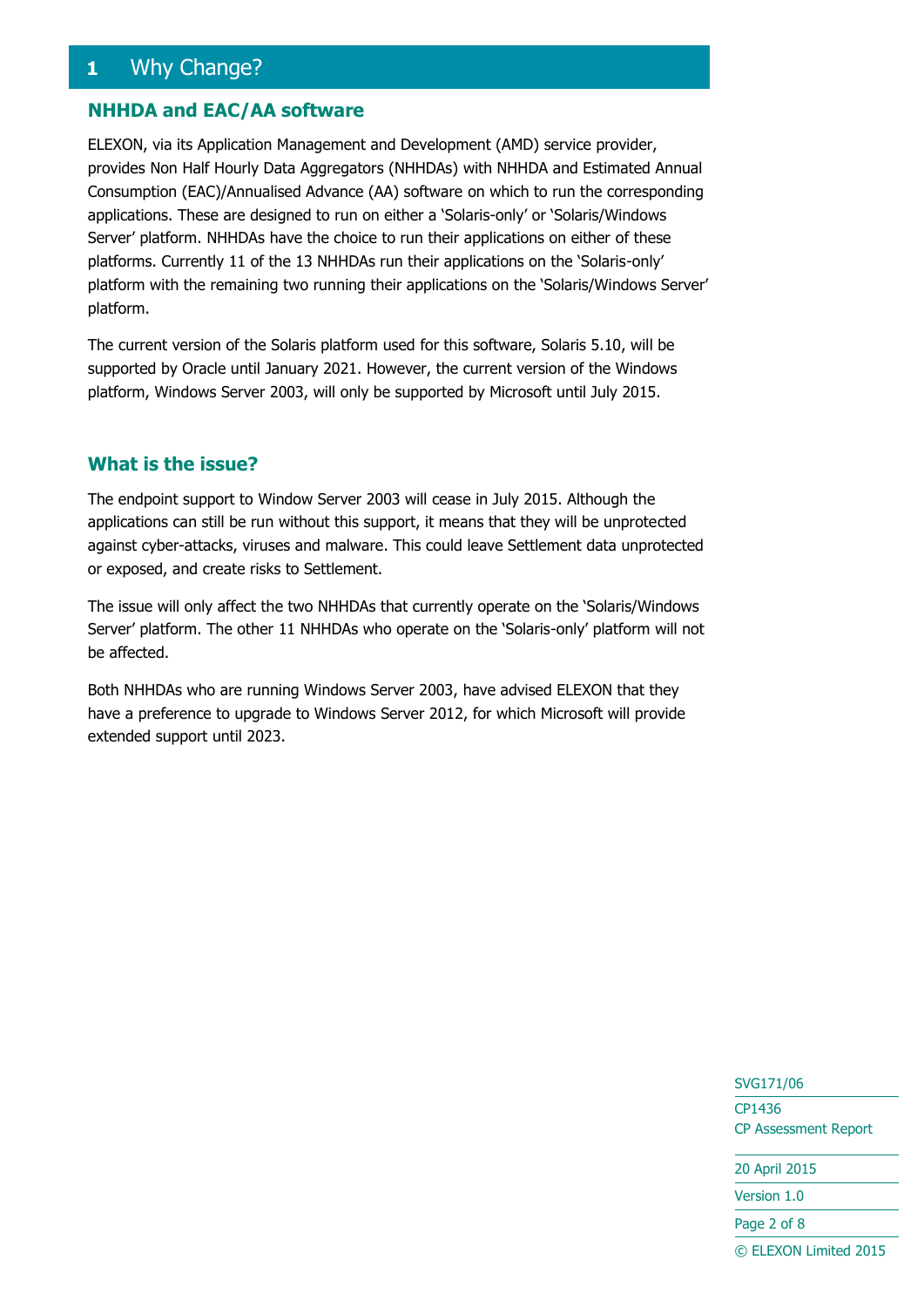# 1 Why Change?

## NHHDA and EAC/AA software

ELEXON, via its Application Management and Development (AMD) service provider, provides Non Half Hourly Data Aggregators (NHHDAs) with NHHDA and Estimated Annual Consumption (EAC)/Annualised Advance (AA) software on which to run the corresponding applications. These are designed to run on either a 'Solaris-only' or 'Solaris/Windows Server' platform. NHHDAs have the choice to run their applications on either of these platforms. Currently 11 of the 13 NHHDAs run their applications on the 'Solaris-only' platform with the remaining two running their applications on the 'Solaris/Windows Server' platform.

The current version of the Solaris platform used for this software, Solaris 5.10, will be supported by Oracle until January 2021. However, the current version of the Windows platform, Windows Server 2003, will only be supported by Microsoft until July 2015.

## What is the issue?

The endpoint support to Window Server 2003 will cease in July 2015. Although the applications can still be run without this support, it means that they will be unprotected against cyber-attacks, viruses and malware. This could leave Settlement data unprotected or exposed, and create risks to Settlement.

The issue will only affect the two NHHDAs that currently operate on the 'Solaris/Windows Server' platform. The other 11 NHHDAs who operate on the 'Solaris-only' platform will not be affected.

Both NHHDAs who are running Windows Server 2003, have advised ELEXON that they have a preference to upgrade to Windows Server 2012, for which Microsoft will provide extended support until 2023.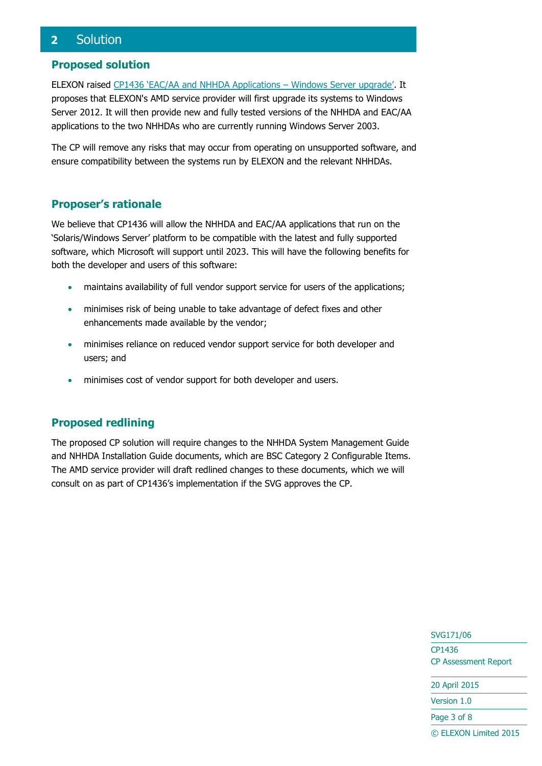# 2 Solution

## Proposed solution

ELEXON raised CP1436 'EAC/AA and NHHDA Applications – Windows Server upgrade'. It proposes that ELEXON's AMD service provider will first upgrade its systems to Windows Server 2012. It will then provide new and fully tested versions of the NHHDA and EAC/AA applications to the two NHHDAs who are currently running Windows Server 2003.

The CP will remove any risks that may occur from operating on unsupported software, and ensure compatibility between the systems run by ELEXON and the relevant NHHDAs.

## Proposer's rationale

We believe that CP1436 will allow the NHHDA and EAC/AA applications that run on the 'Solaris/Windows Server' platform to be compatible with the latest and fully supported software, which Microsoft will support until 2023. This will have the following benefits for both the developer and users of this software:

- maintains availability of full vendor support service for users of the applications;
- minimises risk of being unable to take advantage of defect fixes and other enhancements made available by the vendor;
- minimises reliance on reduced vendor support service for both developer and users; and
- minimises cost of vendor support for both developer and users.

## Proposed redlining

The proposed CP solution will require changes to the NHHDA System Management Guide and NHHDA Installation Guide documents, which are BSC Category 2 Configurable Items. The AMD service provider will draft redlined changes to these documents, which we will consult on as part of CP1436's implementation if the SVG approves the CP.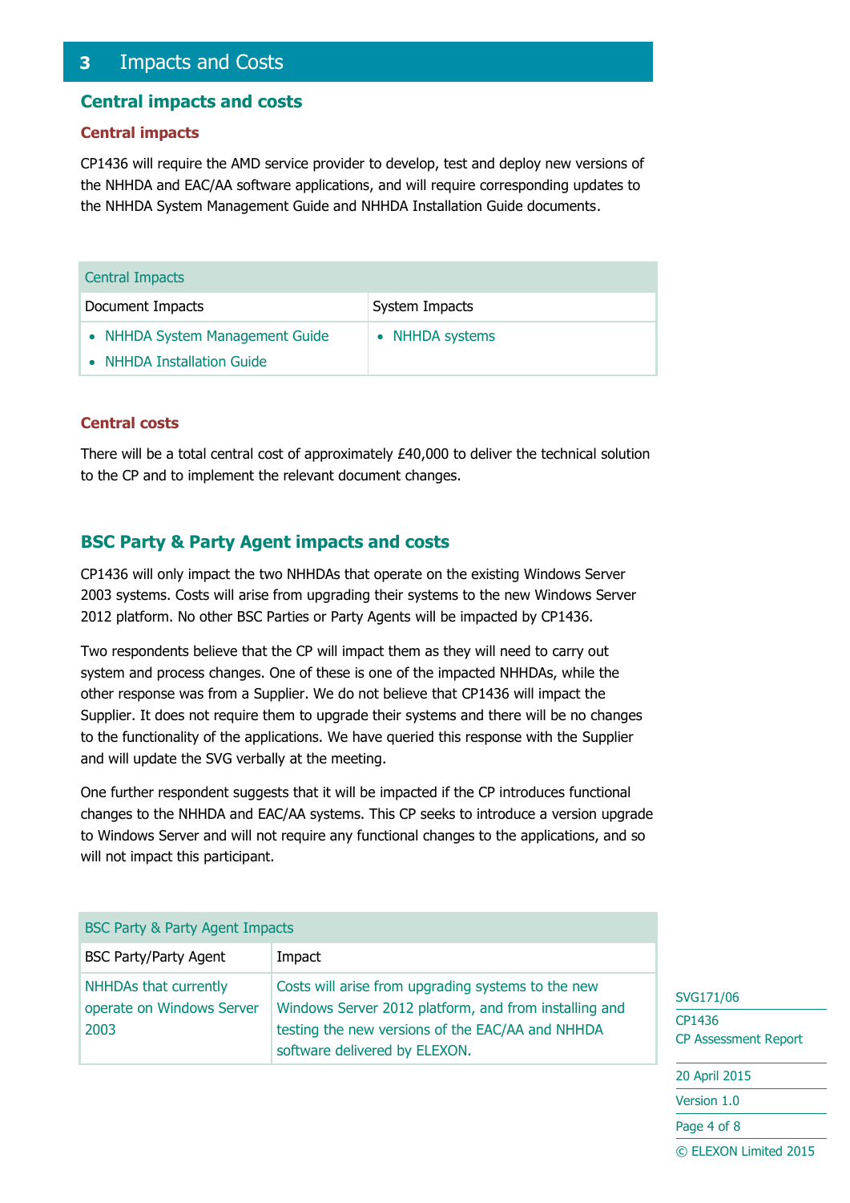# 3 Impacts and Costs

## Central impacts and costs

### Central impacts

CP1436 will require the AMD service provider to develop, test and deploy new versions of the NHHDA and EAC/AA software applications, and will require corresponding updates to the NHHDA System Management Guide and NHHDA Installation Guide documents.

| Central Impacts | |
|---|---|
| Document Impacts | System Impacts |
| • NHHDA System Management Guide<br>• NHHDA Installation Guide | • NHHDA systems |

### Central costs

There will be a total central cost of approximately £40,000 to deliver the technical solution to the CP and to implement the relevant document changes.

## BSC Party & Party Agent impacts and costs

CP1436 will only impact the two NHHDAs that operate on the existing Windows Server 2003 systems. Costs will arise from upgrading their systems to the new Windows Server 2012 platform. No other BSC Parties or Party Agents will be impacted by CP1436.

Two respondents believe that the CP will impact them as they will need to carry out system and process changes. One of these is one of the impacted NHHDAs, while the other response was from a Supplier. We do not believe that CP1436 will impact the Supplier. It does not require them to upgrade their systems and there will be no changes to the functionality of the applications. We have queried this response with the Supplier and will update the SVG verbally at the meeting.

One further respondent suggests that it will be impacted if the CP introduces functional changes to the NHHDA and EAC/AA systems. This CP seeks to introduce a version upgrade to Windows Server and will not require any functional changes to the applications, and so will not impact this participant.

| BSC Party & Party Agent Impacts | |
|---|---|
| BSC Party/Party Agent | Impact |
| NHHDAs that currently operate on Windows Server 2003 | Costs will arise from upgrading systems to the new Windows Server 2012 platform, and from installing and testing the new versions of the EAC/AA and NHHDA software delivered by ELEXON. |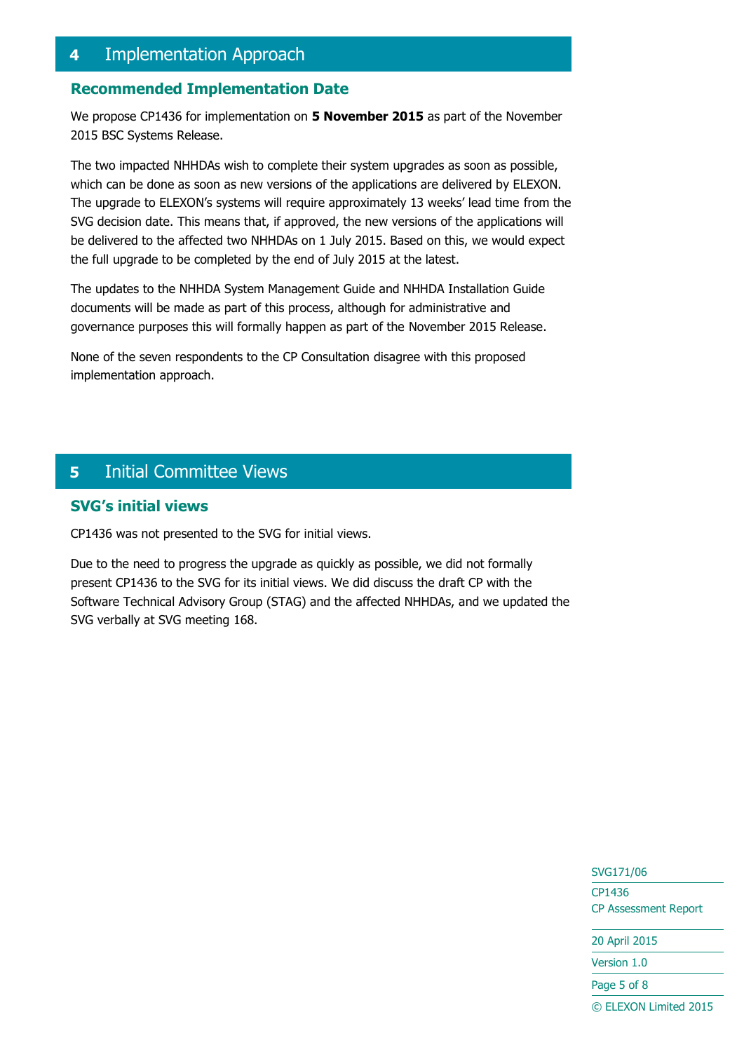# 4 Implementation Approach

## Recommended Implementation Date

We propose CP1436 for implementation on **5 November 2015** as part of the November 2015 BSC Systems Release.

The two impacted NHHDAs wish to complete their system upgrades as soon as possible, which can be done as soon as new versions of the applications are delivered by ELEXON. The upgrade to ELEXON's systems will require approximately 13 weeks' lead time from the SVG decision date. This means that, if approved, the new versions of the applications will be delivered to the affected two NHHDAs on 1 July 2015. Based on this, we would expect the full upgrade to be completed by the end of July 2015 at the latest.

The updates to the NHHDA System Management Guide and NHHDA Installation Guide documents will be made as part of this process, although for administrative and governance purposes this will formally happen as part of the November 2015 Release.

None of the seven respondents to the CP Consultation disagree with this proposed implementation approach.

# 5 Initial Committee Views

## SVG's initial views

CP1436 was not presented to the SVG for initial views.

Due to the need to progress the upgrade as quickly as possible, we did not formally present CP1436 to the SVG for its initial views. We did discuss the draft CP with the Software Technical Advisory Group (STAG) and the affected NHHDAs, and we updated the SVG verbally at SVG meeting 168.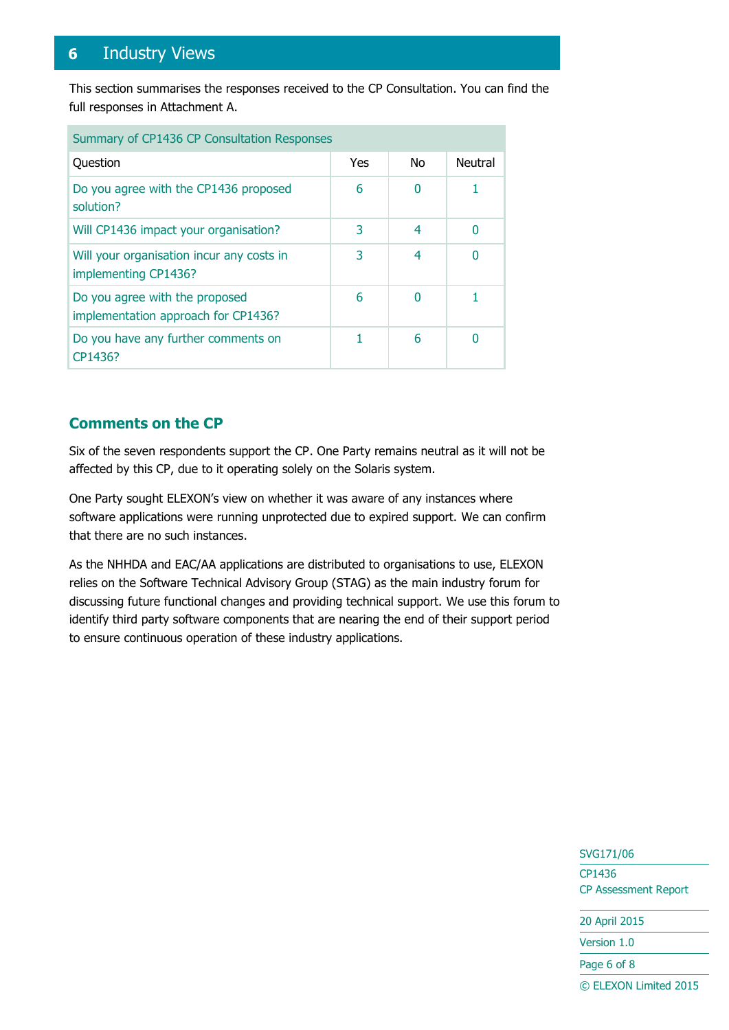# 6 Industry Views

This section summarises the responses received to the CP Consultation. You can find the full responses in Attachment A.

| Summary of CP1436 CP Consultation Responses | | | |
|---|---|---|---|
| Question | Yes | No | Neutral |
| Do you agree with the CP1436 proposed solution? | 6 | 0 | 1 |
| Will CP1436 impact your organisation? | 3 | 4 | 0 |
| Will your organisation incur any costs in implementing CP1436? | 3 | 4 | 0 |
| Do you agree with the proposed implementation approach for CP1436? | 6 | 0 | 1 |
| Do you have any further comments on CP1436? | 1 | 6 | 0 |

## Comments on the CP

Six of the seven respondents support the CP. One Party remains neutral as it will not be affected by this CP, due to it operating solely on the Solaris system.

One Party sought ELEXON's view on whether it was aware of any instances where software applications were running unprotected due to expired support. We can confirm that there are no such instances.

As the NHHDA and EAC/AA applications are distributed to organisations to use, ELEXON relies on the Software Technical Advisory Group (STAG) as the main industry forum for discussing future functional changes and providing technical support. We use this forum to identify third party software components that are nearing the end of their support period to ensure continuous operation of these industry applications.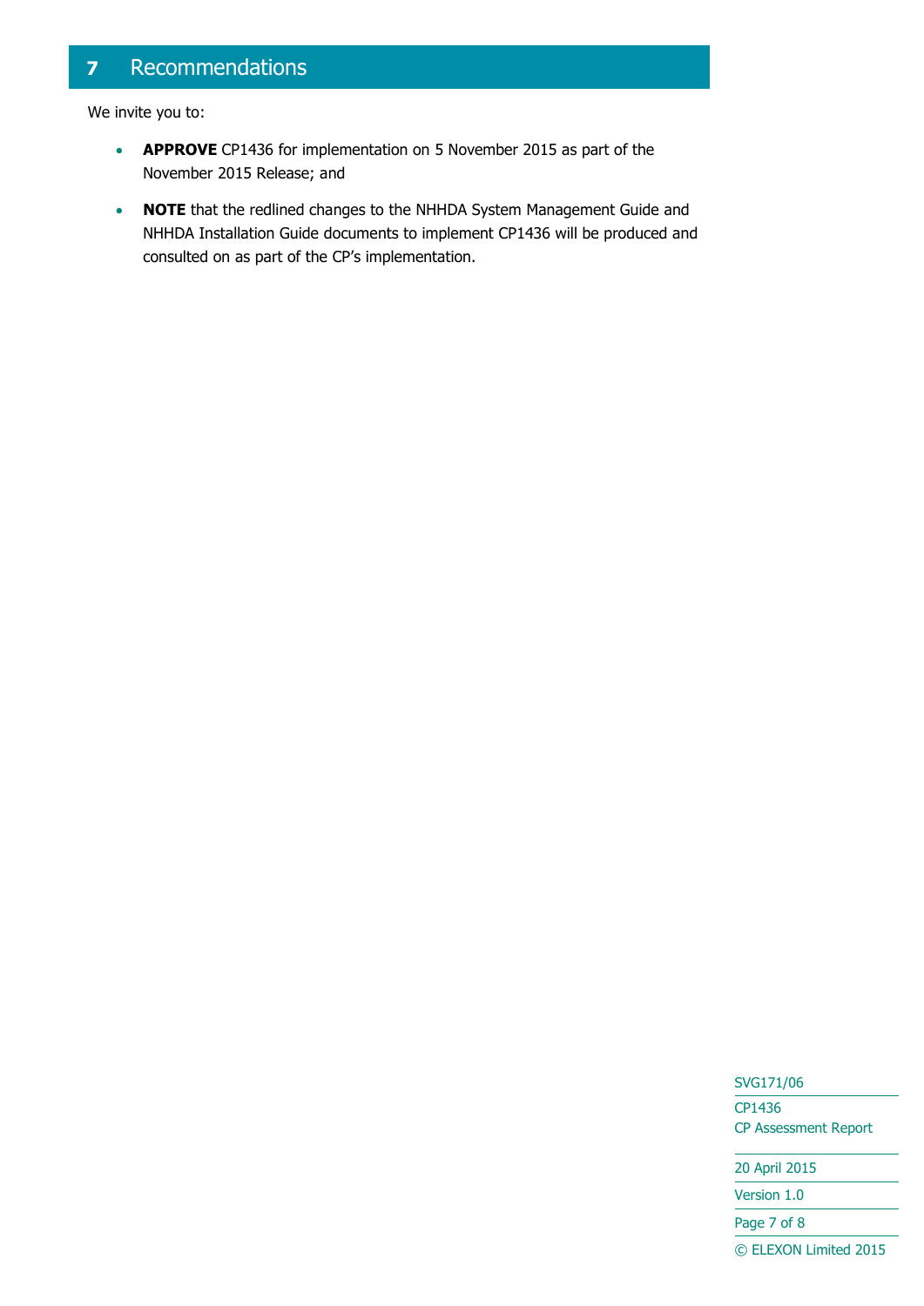# 7 Recommendations

We invite you to:

- **APPROVE** CP1436 for implementation on 5 November 2015 as part of the November 2015 Release; and
- **NOTE** that the redlined changes to the NHHDA System Management Guide and NHHDA Installation Guide documents to implement CP1436 will be produced and consulted on as part of the CP's implementation.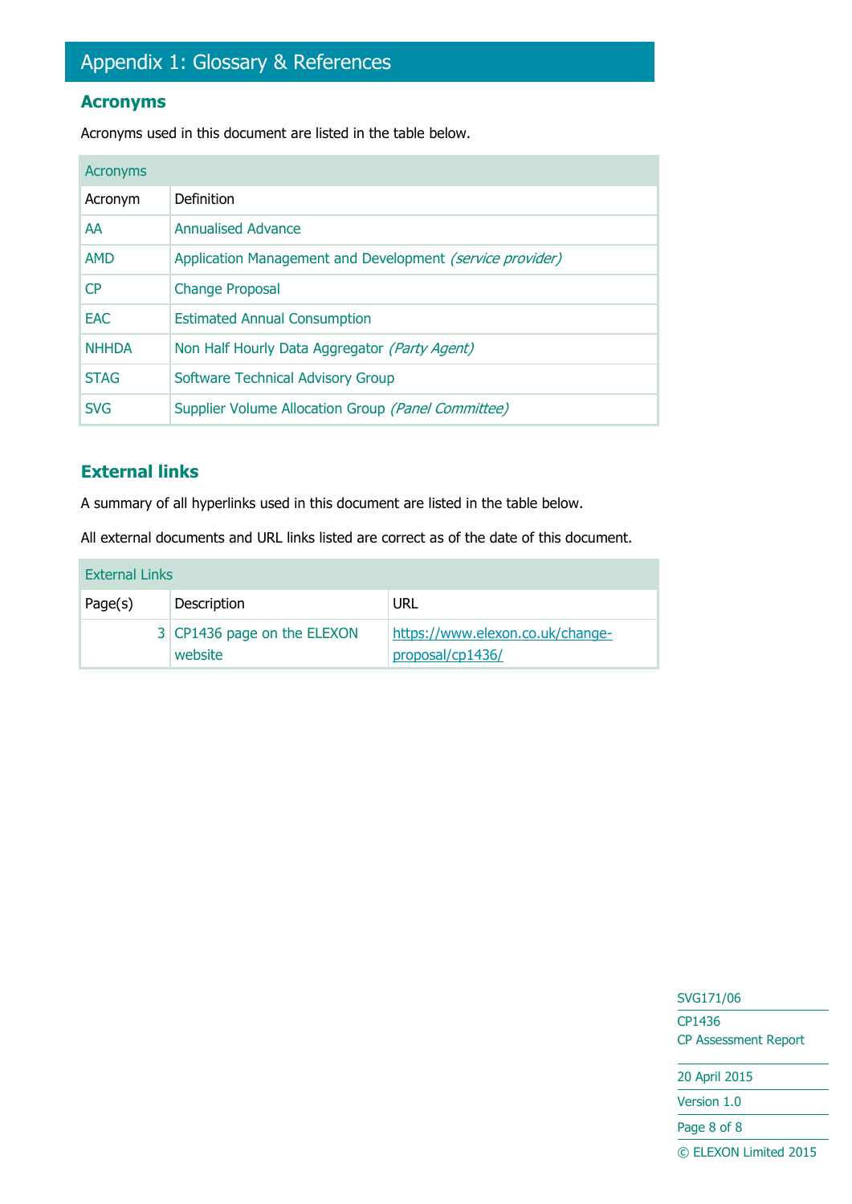# Appendix 1: Glossary & References

## Acronyms

Acronyms used in this document are listed in the table below.

| Acronyms | |
|---|---|
| Acronym | Definition |
| AA | Annualised Advance |
| AMD | Application Management and Development *(service provider)* |
| CP | Change Proposal |
| EAC | Estimated Annual Consumption |
| NHHDA | Non Half Hourly Data Aggregator *(Party Agent)* |
| STAG | Software Technical Advisory Group |
| SVG | Supplier Volume Allocation Group *(Panel Committee)* |

## External links

A summary of all hyperlinks used in this document are listed in the table below.

All external documents and URL links listed are correct as of the date of this document.

| External Links | | |
|---|---|---|
| Page(s) | Description | URL |
| 3 | CP1436 page on the ELEXON website | https://www.elexon.co.uk/change-proposal/cp1436/ |